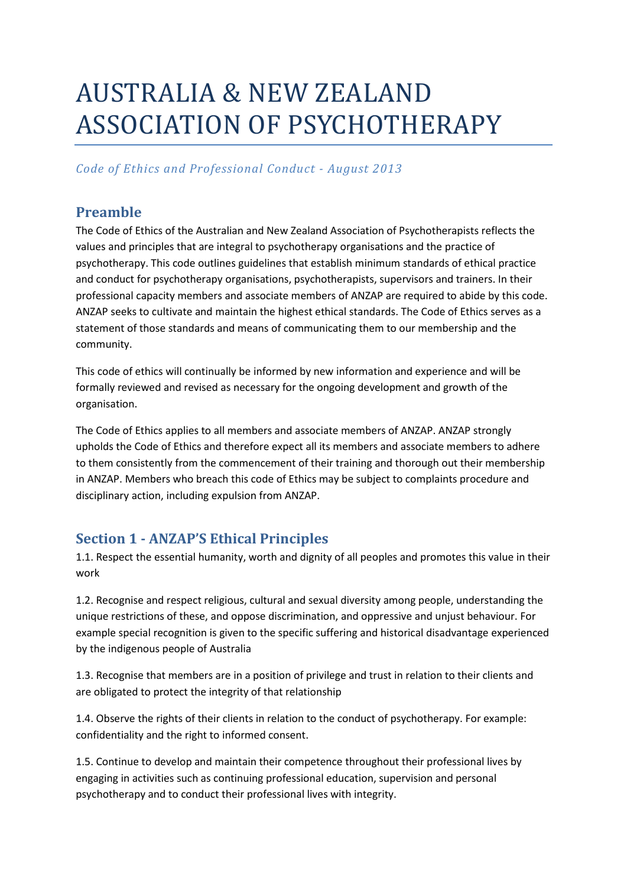# AUSTRALIA & NEW ZEALAND ASSOCIATION OF PSYCHOTHERAPY

*Code of Ethics and Professional Conduct - August 2013*

## Preamble

The Code of Ethics of the Australian and New Zealand Association of Psychotherapists reflects the values and principles that are integral to psychotherapy organisations and the practice of psychotherapy. This code outlines guidelines that establish minimum standards of ethical practice and conduct for psychotherapy organisations, psychotherapists, supervisors and trainers. In their professional capacity members and associate members of ANZAP are required to abide by this code. ANZAP seeks to cultivate and maintain the highest ethical standards. The Code of Ethics serves as a statement of those standards and means of communicating them to our membership and the community.

This code of ethics will continually be informed by new information and experience and will be formally reviewed and revised as necessary for the ongoing development and growth of the organisation.

The Code of Ethics applies to all members and associate members of ANZAP. ANZAP strongly upholds the Code of Ethics and therefore expect all its members and associate members to adhere to them consistently from the commencement of their training and thorough out their membership in ANZAP. Members who breach this code of Ethics may be subject to complaints procedure and disciplinary action, including expulsion from ANZAP.

## Section 1 - ANZAP'S Ethical Principles

1.1. Respect the essential humanity, worth and dignity of all peoples and promotes this value in their work

1.2. Recognise and respect religious, cultural and sexual diversity among people, understanding the unique restrictions of these, and oppose discrimination, and oppressive and unjust behaviour. For example special recognition is given to the specific suffering and historical disadvantage experienced by the indigenous people of Australia

1.3. Recognise that members are in a position of privilege and trust in relation to their clients and are obligated to protect the integrity of that relationship

1.4. Observe the rights of their clients in relation to the conduct of psychotherapy. For example: confidentiality and the right to informed consent.

1.5. Continue to develop and maintain their competence throughout their professional lives by engaging in activities such as continuing professional education, supervision and personal psychotherapy and to conduct their professional lives with integrity.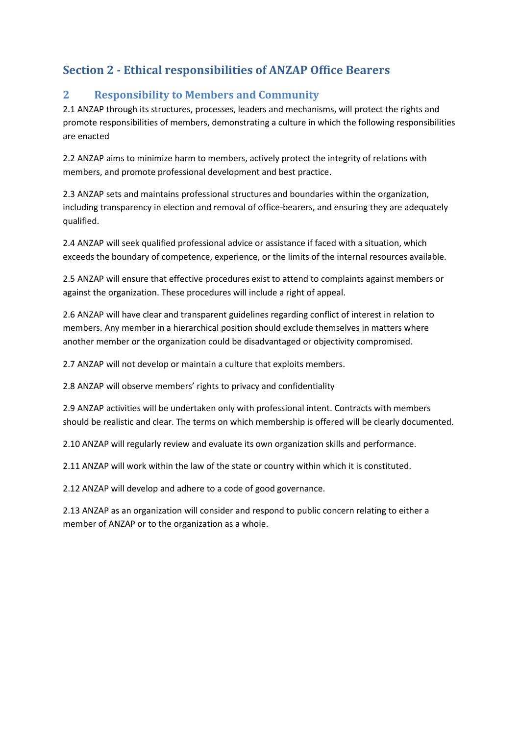## Section 2 - Ethical responsibilities of ANZAP Office Bearers

### 2 Responsibility to Members and Community

2.1 ANZAP through its structures, processes, leaders and mechanisms, will protect the rights and promote responsibilities of members, demonstrating a culture in which the following responsibilities are enacted

2.2 ANZAP aims to minimize harm to members, actively protect the integrity of relations with members, and promote professional development and best practice.

2.3 ANZAP sets and maintains professional structures and boundaries within the organization, including transparency in election and removal of office-bearers, and ensuring they are adequately qualified.

2.4 ANZAP will seek qualified professional advice or assistance if faced with a situation, which exceeds the boundary of competence, experience, or the limits of the internal resources available.

2.5 ANZAP will ensure that effective procedures exist to attend to complaints against members or against the organization. These procedures will include a right of appeal.

2.6 ANZAP will have clear and transparent guidelines regarding conflict of interest in relation to members. Any member in a hierarchical position should exclude themselves in matters where another member or the organization could be disadvantaged or objectivity compromised.

2.7 ANZAP will not develop or maintain a culture that exploits members.

2.8 ANZAP will observe members' rights to privacy and confidentiality

2.9 ANZAP activities will be undertaken only with professional intent. Contracts with members should be realistic and clear. The terms on which membership is offered will be clearly documented.

2.10 ANZAP will regularly review and evaluate its own organization skills and performance.

2.11 ANZAP will work within the law of the state or country within which it is constituted.

2.12 ANZAP will develop and adhere to a code of good governance.

2.13 ANZAP as an organization will consider and respond to public concern relating to either a member of ANZAP or to the organization as a whole.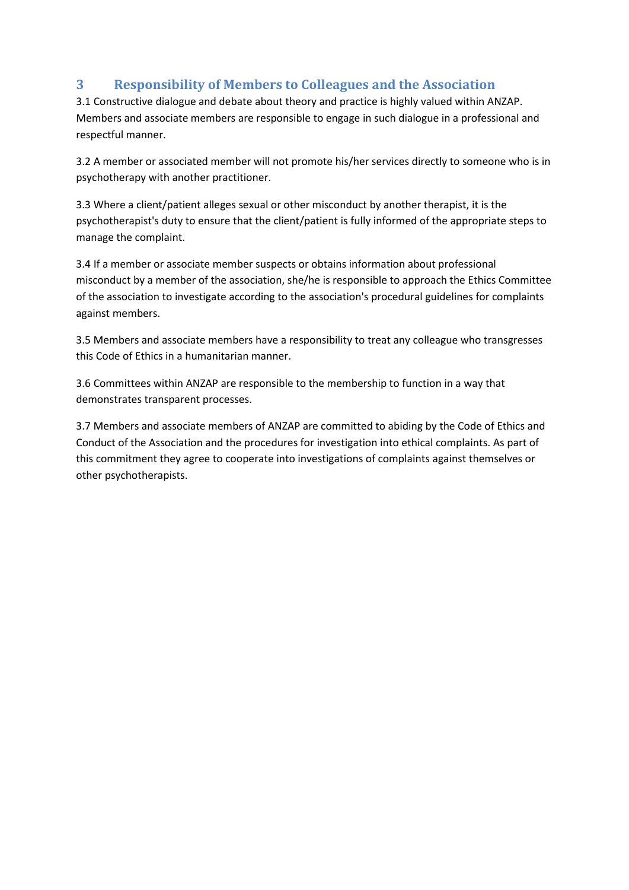## 3 Responsibility of Members to Colleagues and the Association

3.1 Constructive dialogue and debate about theory and practice is highly valued within ANZAP. Members and associate members are responsible to engage in such dialogue in a professional and respectful manner.

3.2 A member or associated member will not promote his/her services directly to someone who is in psychotherapy with another practitioner.

3.3 Where a client/patient alleges sexual or other misconduct by another therapist, it is the psychotherapist's duty to ensure that the client/patient is fully informed of the appropriate steps to manage the complaint.

3.4 If a member or associate member suspects or obtains information about professional misconduct by a member of the association, she/he is responsible to approach the Ethics Committee of the association to investigate according to the association's procedural guidelines for complaints against members.

3.5 Members and associate members have a responsibility to treat any colleague who transgresses this Code of Ethics in a humanitarian manner.

3.6 Committees within ANZAP are responsible to the membership to function in a way that demonstrates transparent processes.

3.7 Members and associate members of ANZAP are committed to abiding by the Code of Ethics and Conduct of the Association and the procedures for investigation into ethical complaints. As part of this commitment they agree to cooperate into investigations of complaints against themselves or other psychotherapists.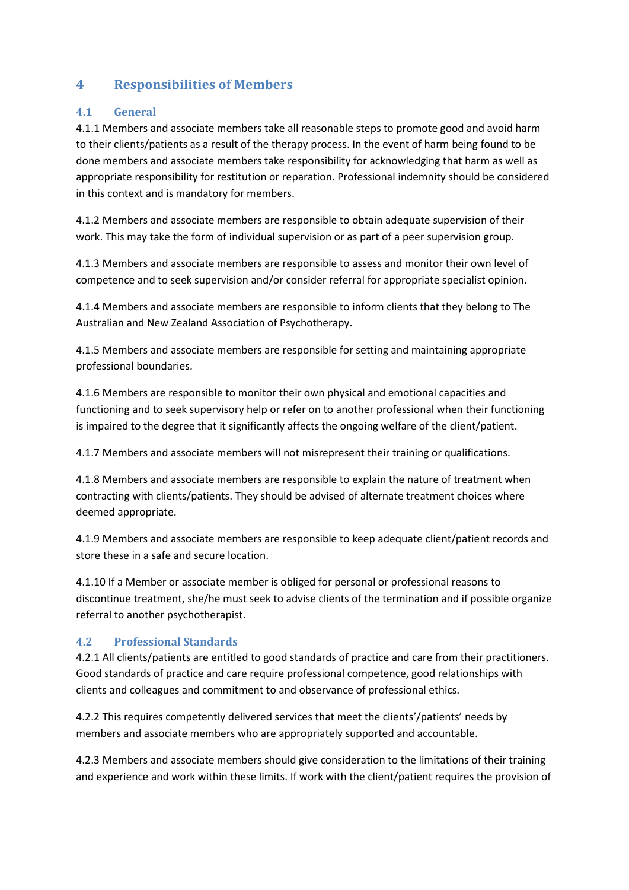## 4 Responsibilities of Members

### 4.1 General

4.1.1 Members and associate members take all reasonable steps to promote good and avoid harm to their clients/patients as a result of the therapy process. In the event of harm being found to be done members and associate members take responsibility for acknowledging that harm as well as appropriate responsibility for restitution or reparation. Professional indemnity should be considered in this context and is mandatory for members.

4.1.2 Members and associate members are responsible to obtain adequate supervision of their work. This may take the form of individual supervision or as part of a peer supervision group.

4.1.3 Members and associate members are responsible to assess and monitor their own level of competence and to seek supervision and/or consider referral for appropriate specialist opinion.

4.1.4 Members and associate members are responsible to inform clients that they belong to The Australian and New Zealand Association of Psychotherapy.

4.1.5 Members and associate members are responsible for setting and maintaining appropriate professional boundaries.

4.1.6 Members are responsible to monitor their own physical and emotional capacities and functioning and to seek supervisory help or refer on to another professional when their functioning is impaired to the degree that it significantly affects the ongoing welfare of the client/patient.

4.1.7 Members and associate members will not misrepresent their training or qualifications.

4.1.8 Members and associate members are responsible to explain the nature of treatment when contracting with clients/patients. They should be advised of alternate treatment choices where deemed appropriate.

4.1.9 Members and associate members are responsible to keep adequate client/patient records and store these in a safe and secure location.

4.1.10 If a Member or associate member is obliged for personal or professional reasons to discontinue treatment, she/he must seek to advise clients of the termination and if possible organize referral to another psychotherapist.

### 4.2 Professional Standards

4.2.1 All clients/patients are entitled to good standards of practice and care from their practitioners. Good standards of practice and care require professional competence, good relationships with clients and colleagues and commitment to and observance of professional ethics.

4.2.2 This requires competently delivered services that meet the clients'/patients' needs by members and associate members who are appropriately supported and accountable.

4.2.3 Members and associate members should give consideration to the limitations of their training and experience and work within these limits. If work with the client/patient requires the provision of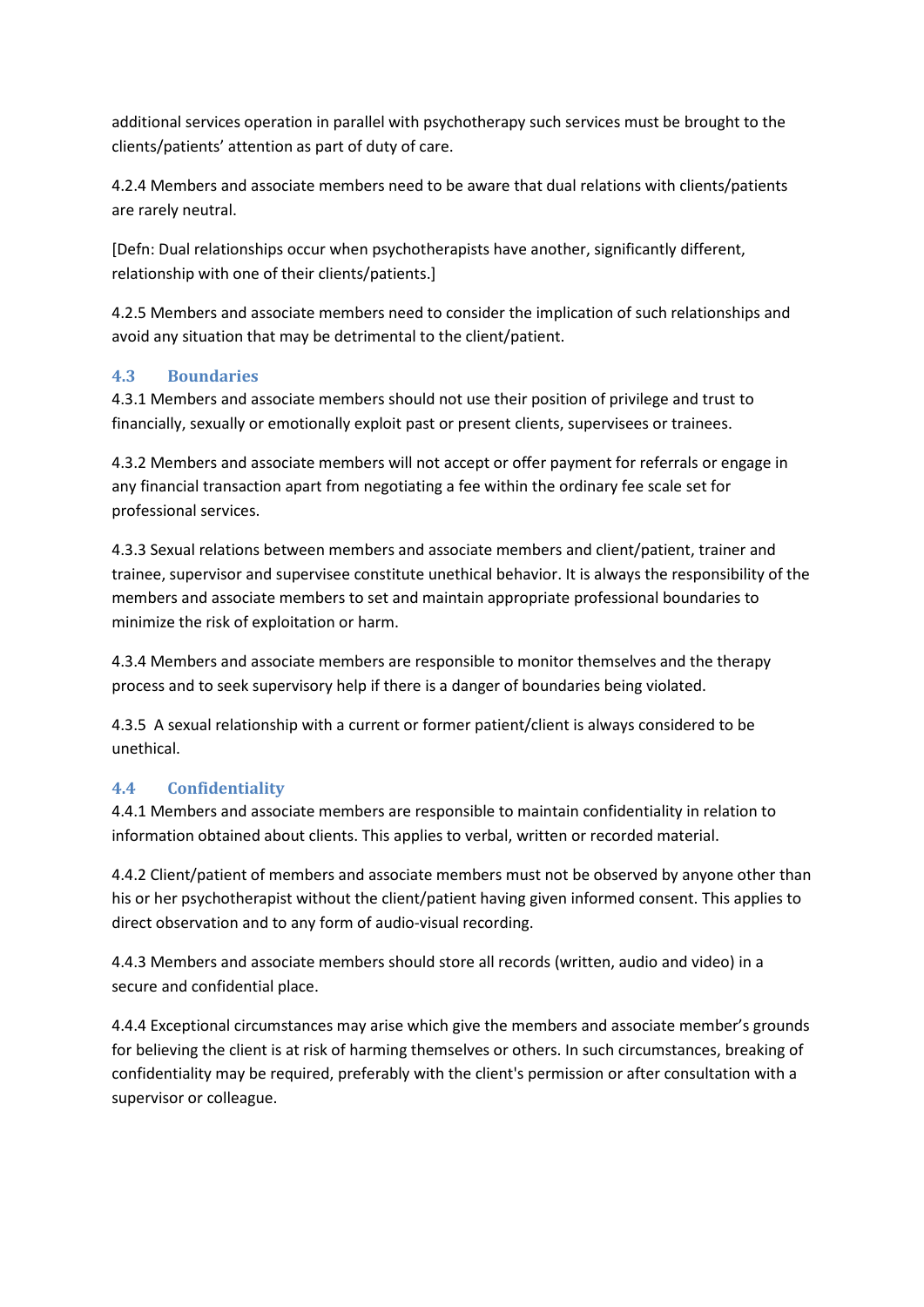additional services operation in parallel with psychotherapy such services must be brought to the clients/patients' attention as part of duty of care.

4.2.4 Members and associate members need to be aware that dual relations with clients/patients are rarely neutral.

[Defn: Dual relationships occur when psychotherapists have another, significantly different, relationship with one of their clients/patients.]

4.2.5 Members and associate members need to consider the implication of such relationships and avoid any situation that may be detrimental to the client/patient.

### 4.3 Boundaries

4.3.1 Members and associate members should not use their position of privilege and trust to financially, sexually or emotionally exploit past or present clients, supervisees or trainees.

4.3.2 Members and associate members will not accept or offer payment for referrals or engage in any financial transaction apart from negotiating a fee within the ordinary fee scale set for professional services.

4.3.3 Sexual relations between members and associate members and client/patient, trainer and trainee, supervisor and supervisee constitute unethical behavior. It is always the responsibility of the members and associate members to set and maintain appropriate professional boundaries to minimize the risk of exploitation or harm.

4.3.4 Members and associate members are responsible to monitor themselves and the therapy process and to seek supervisory help if there is a danger of boundaries being violated.

4.3.5 A sexual relationship with a current or former patient/client is always considered to be unethical.

### 4.4 Confidentiality

4.4.1 Members and associate members are responsible to maintain confidentiality in relation to information obtained about clients. This applies to verbal, written or recorded material.

4.4.2 Client/patient of members and associate members must not be observed by anyone other than his or her psychotherapist without the client/patient having given informed consent. This applies to direct observation and to any form of audio-visual recording.

4.4.3 Members and associate members should store all records (written, audio and video) in a secure and confidential place.

4.4.4 Exceptional circumstances may arise which give the members and associate member's grounds for believing the client is at risk of harming themselves or others. In such circumstances, breaking of confidentiality may be required, preferably with the client's permission or after consultation with a supervisor or colleague.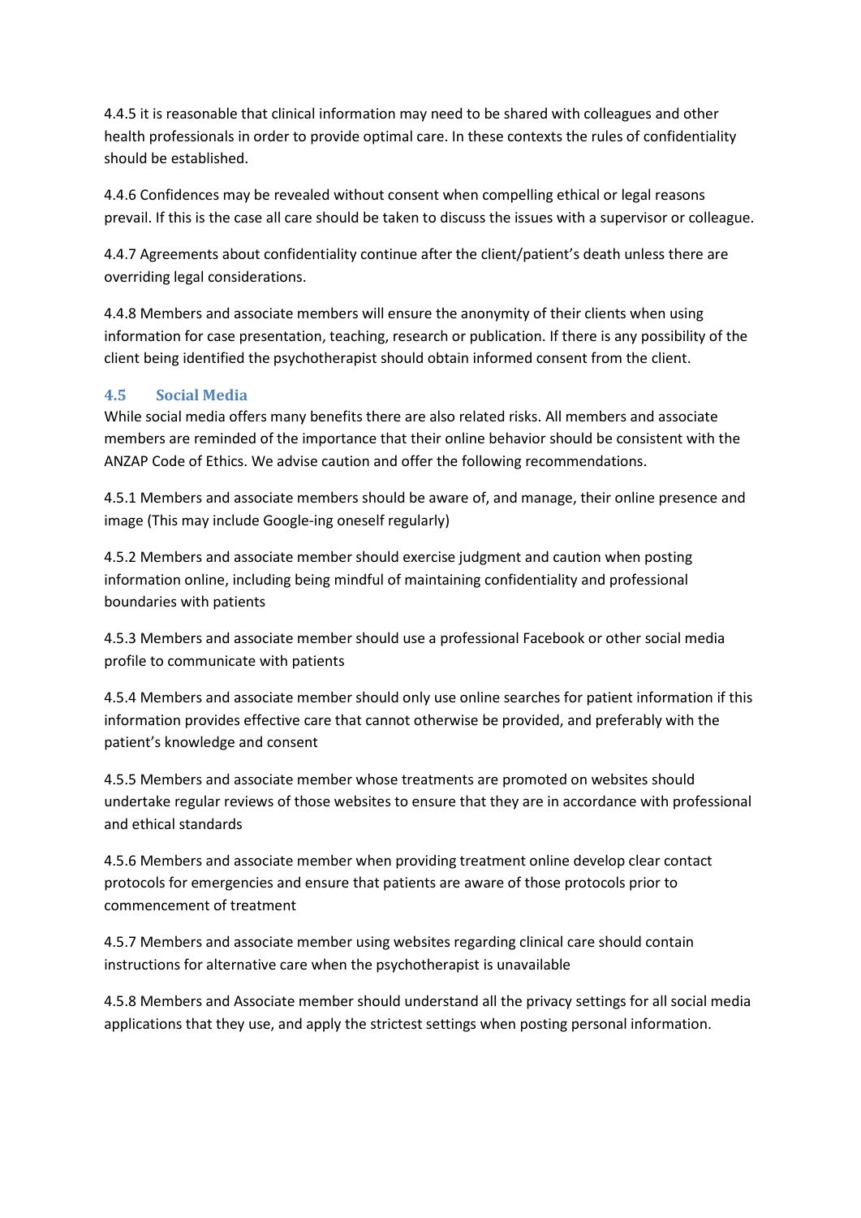4.4.5 it is reasonable that clinical information may need to be shared with colleagues and other health professionals in order to provide optimal care. In these contexts the rules of confidentiality should be established.

4.4.6 Confidences may be revealed without consent when compelling ethical or legal reasons prevail. If this is the case all care should be taken to discuss the issues with a supervisor or colleague.

4.4.7 Agreements about confidentiality continue after the client/patient's death unless there are overriding legal considerations.

4.4.8 Members and associate members will ensure the anonymity of their clients when using information for case presentation, teaching, research or publication. If there is any possibility of the client being identified the psychotherapist should obtain informed consent from the client.

### 4.5 Social Media

While social media offers many benefits there are also related risks. All members and associate members are reminded of the importance that their online behavior should be consistent with the ANZAP Code of Ethics. We advise caution and offer the following recommendations.

4.5.1 Members and associate members should be aware of, and manage, their online presence and image (This may include Google-ing oneself regularly)

4.5.2 Members and associate member should exercise judgment and caution when posting information online, including being mindful of maintaining confidentiality and professional boundaries with patients

4.5.3 Members and associate member should use a professional Facebook or other social media profile to communicate with patients

4.5.4 Members and associate member should only use online searches for patient information if this information provides effective care that cannot otherwise be provided, and preferably with the patient's knowledge and consent

4.5.5 Members and associate member whose treatments are promoted on websites should undertake regular reviews of those websites to ensure that they are in accordance with professional and ethical standards

4.5.6 Members and associate member when providing treatment online develop clear contact protocols for emergencies and ensure that patients are aware of those protocols prior to commencement of treatment

4.5.7 Members and associate member using websites regarding clinical care should contain instructions for alternative care when the psychotherapist is unavailable

4.5.8 Members and Associate member should understand all the privacy settings for all social media applications that they use, and apply the strictest settings when posting personal information.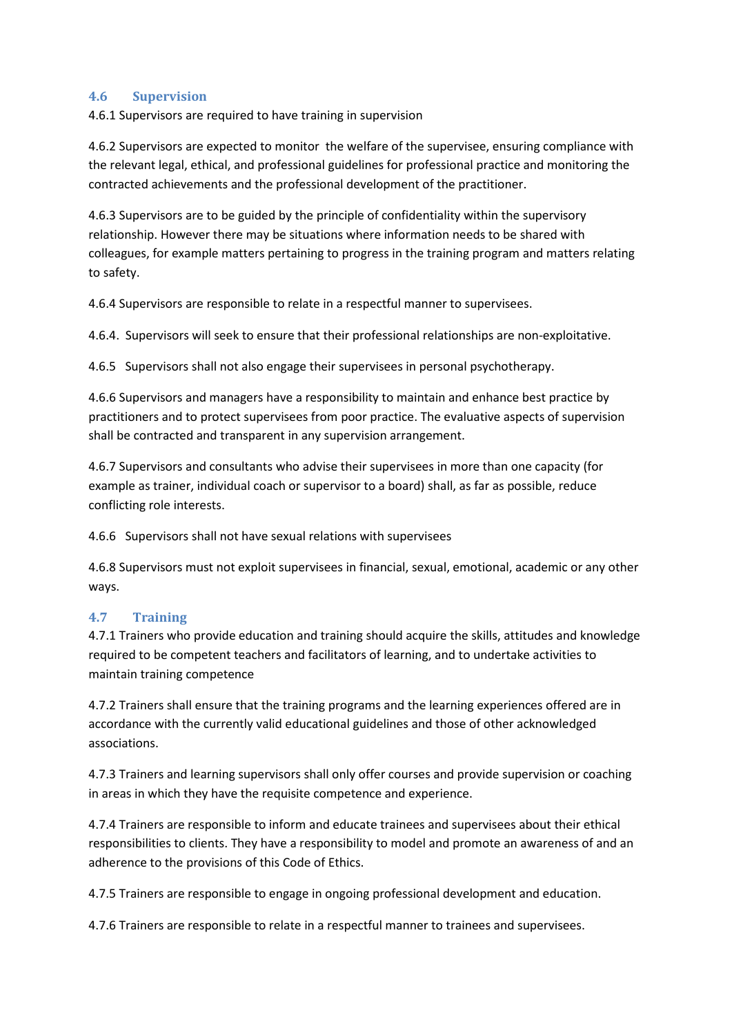### 4.6 Supervision

4.6.1 Supervisors are required to have training in supervision

4.6.2 Supervisors are expected to monitor the welfare of the supervisee, ensuring compliance with the relevant legal, ethical, and professional guidelines for professional practice and monitoring the contracted achievements and the professional development of the practitioner.

4.6.3 Supervisors are to be guided by the principle of confidentiality within the supervisory relationship. However there may be situations where information needs to be shared with colleagues, for example matters pertaining to progress in the training program and matters relating to safety.

4.6.4 Supervisors are responsible to relate in a respectful manner to supervisees.

4.6.4. Supervisors will seek to ensure that their professional relationships are non-exploitative.

4.6.5 Supervisors shall not also engage their supervisees in personal psychotherapy.

4.6.6 Supervisors and managers have a responsibility to maintain and enhance best practice by practitioners and to protect supervisees from poor practice. The evaluative aspects of supervision shall be contracted and transparent in any supervision arrangement.

4.6.7 Supervisors and consultants who advise their supervisees in more than one capacity (for example as trainer, individual coach or supervisor to a board) shall, as far as possible, reduce conflicting role interests.

4.6.6 Supervisors shall not have sexual relations with supervisees

4.6.8 Supervisors must not exploit supervisees in financial, sexual, emotional, academic or any other ways.

### 4.7 Training

4.7.1 Trainers who provide education and training should acquire the skills, attitudes and knowledge required to be competent teachers and facilitators of learning, and to undertake activities to maintain training competence

4.7.2 Trainers shall ensure that the training programs and the learning experiences offered are in accordance with the currently valid educational guidelines and those of other acknowledged associations.

4.7.3 Trainers and learning supervisors shall only offer courses and provide supervision or coaching in areas in which they have the requisite competence and experience.

4.7.4 Trainers are responsible to inform and educate trainees and supervisees about their ethical responsibilities to clients. They have a responsibility to model and promote an awareness of and an adherence to the provisions of this Code of Ethics.

4.7.5 Trainers are responsible to engage in ongoing professional development and education.

4.7.6 Trainers are responsible to relate in a respectful manner to trainees and supervisees.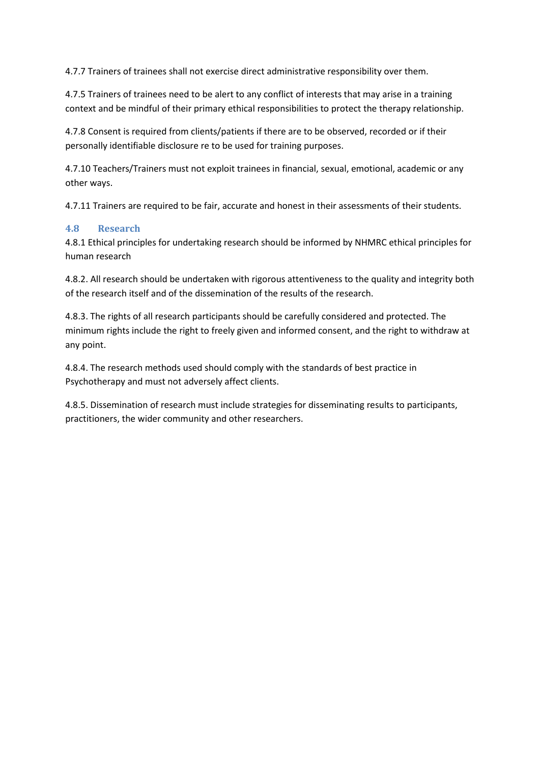4.7.7 Trainers of trainees shall not exercise direct administrative responsibility over them.

4.7.5 Trainers of trainees need to be alert to any conflict of interests that may arise in a training context and be mindful of their primary ethical responsibilities to protect the therapy relationship.

4.7.8 Consent is required from clients/patients if there are to be observed, recorded or if their personally identifiable disclosure re to be used for training purposes.

4.7.10 Teachers/Trainers must not exploit trainees in financial, sexual, emotional, academic or any other ways.

4.7.11 Trainers are required to be fair, accurate and honest in their assessments of their students.

### 4.8 Research

4.8.1 Ethical principles for undertaking research should be informed by NHMRC ethical principles for human research

4.8.2. All research should be undertaken with rigorous attentiveness to the quality and integrity both of the research itself and of the dissemination of the results of the research.

4.8.3. The rights of all research participants should be carefully considered and protected. The minimum rights include the right to freely given and informed consent, and the right to withdraw at any point.

4.8.4. The research methods used should comply with the standards of best practice in Psychotherapy and must not adversely affect clients.

4.8.5. Dissemination of research must include strategies for disseminating results to participants, practitioners, the wider community and other researchers.